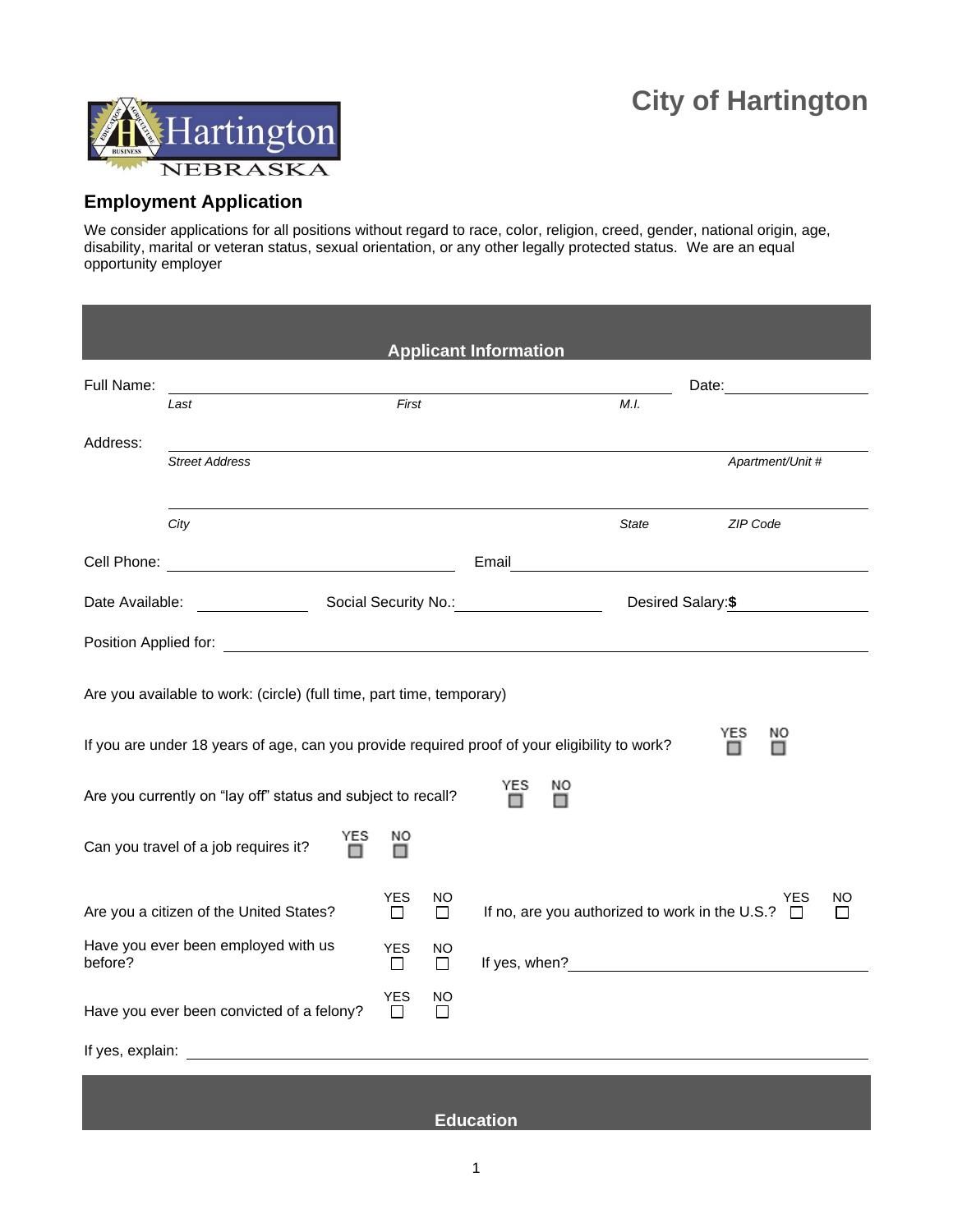# City of Hartington

## Employment Application

We consider applications for all positions without regard to race, color, religion, creed, gender, national origin, age, disability, marital or veteran status, sexual orientation, or any other legally protected status. We are an equal opportunity employer

### Applicant Information

Full Name: ______________________________________________ Date: ____________

*Last* *First* *M.I.*

Address: ______________________________________________

*Street Address* *Apartment/Unit #*

______________________________________________

*City* *State* *ZIP Code*

Cell Phone: ____________________ Email ____________________

Date Available: ____________ Social Security No.: ____________ Desired Salary:**$** ____________

Position Applied for: ______________________________________________

Are you available to work: (circle) (full time, part time, temporary)

If you are under 18 years of age, can you provide required proof of your eligibility to work? YES ☐ NO ☐

Are you currently on "lay off" status and subject to recall? YES ☐ NO ☐

Can you travel of a job requires it? YES ☐ NO ☐

Are you a citizen of the United States? YES ☐ NO ☐ If no, are you authorized to work in the U.S.? YES ☐ NO ☐

Have you ever been employed with us before? YES ☐ NO ☐ If yes, when? ____________________

Have you ever been convicted of a felony? YES ☐ NO ☐

If yes, explain: ______________________________________________

### Education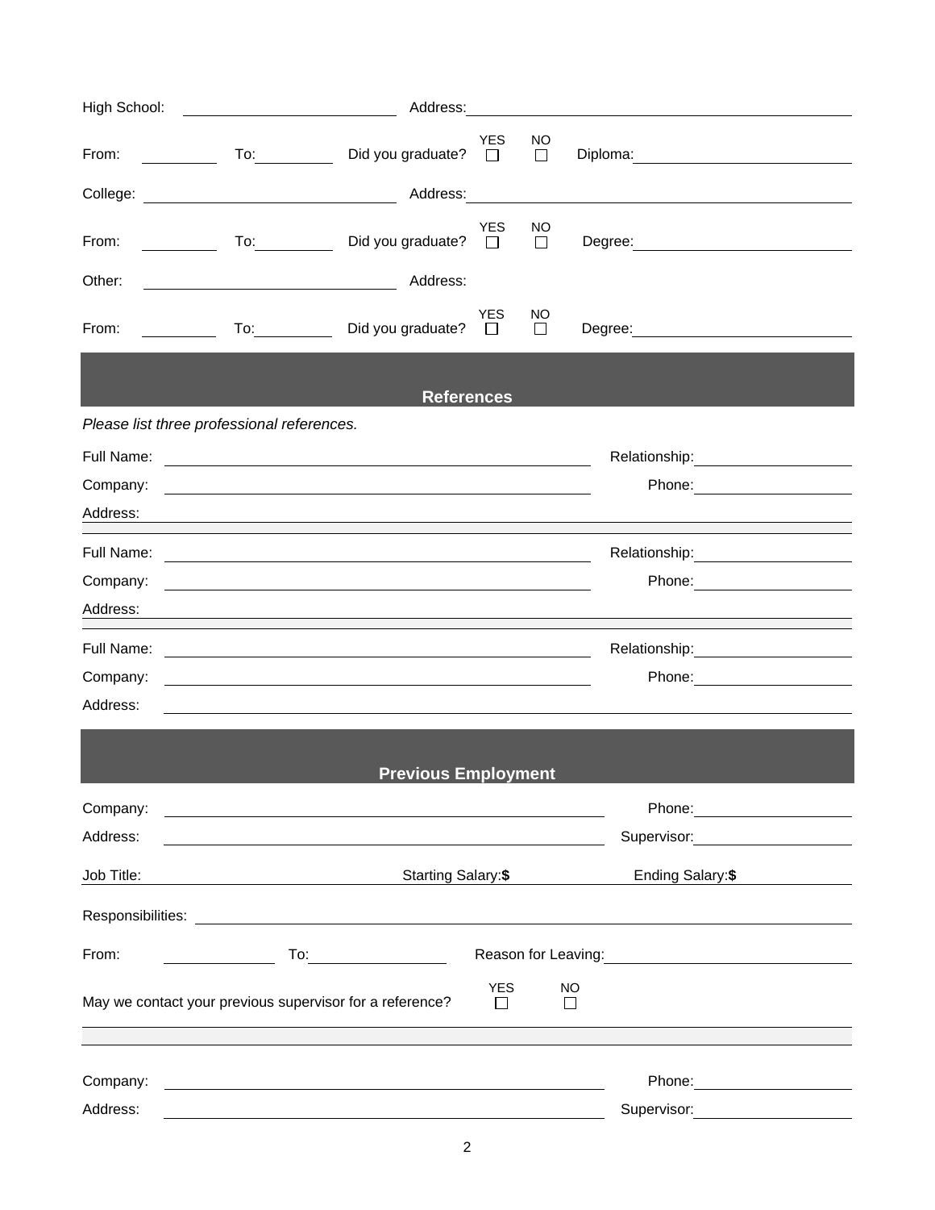High School: ____________________ Address: ____________________

From: ________ To: ________ Did you graduate? YES ☐ NO ☐ Diploma: ____________________

College: ____________________ Address: ____________________

From: ________ To: ________ Did you graduate? YES ☐ NO ☐ Degree: ____________________

Other: ____________________ Address:

From: ________ To: ________ Did you graduate? YES ☐ NO ☐ Degree: ____________________

## References

*Please list three professional references.*

Full Name: ____________________ Relationship: ____________________

Company: ____________________ Phone: ____________________

Address: ____________________

Full Name: ____________________ Relationship: ____________________

Company: ____________________ Phone: ____________________

Address: ____________________

Full Name: ____________________ Relationship: ____________________

Company: ____________________ Phone: ____________________

Address: ____________________

## Previous Employment

Company: ____________________ Phone: ____________________

Address: ____________________ Supervisor: ____________________

Job Title: ____________________ Starting Salary:**$** ________ Ending Salary:**$** ________

Responsibilities: ____________________

From: ________ To: ________ Reason for Leaving: ____________________

May we contact your previous supervisor for a reference? YES ☐ NO ☐

Company: ____________________ Phone: ____________________

Address: ____________________ Supervisor: ____________________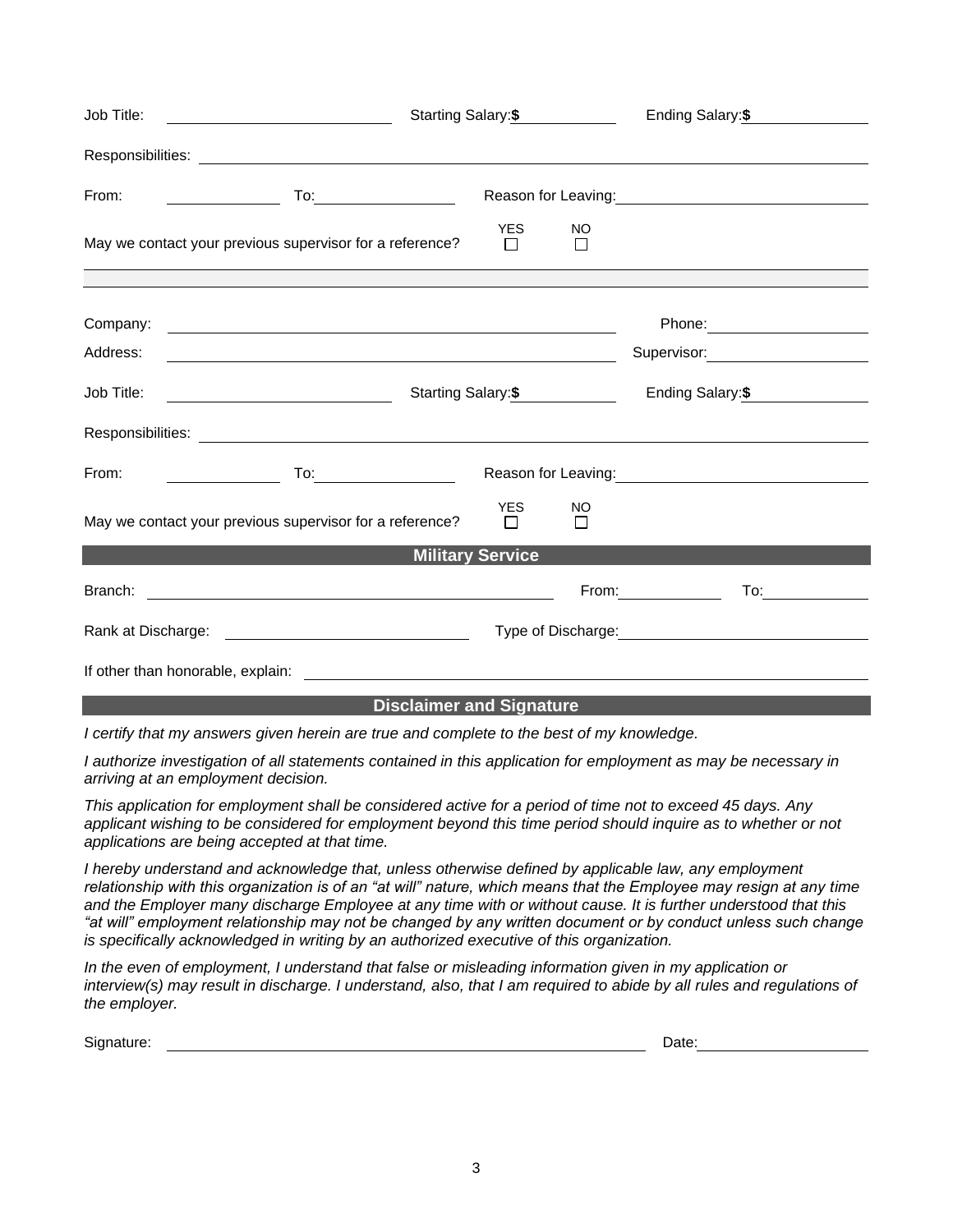Job Title: ____________ Starting Salary:**$**____________ Ending Salary:**$**____________

Responsibilities: ____________

From: ____________ To: ____________ Reason for Leaving: ____________

May we contact your previous supervisor for a reference? YES ☐ NO ☐

---

Company: ____________ Phone: ____________

Address: ____________ Supervisor: ____________

Job Title: ____________ Starting Salary:**$**____________ Ending Salary:**$**____________

Responsibilities: ____________

From: ____________ To: ____________ Reason for Leaving: ____________

May we contact your previous supervisor for a reference? YES ☐ NO ☐

## Military Service

Branch: ____________ From: ____________ To: ____________

Rank at Discharge: ____________ Type of Discharge: ____________

If other than honorable, explain: ____________

## Disclaimer and Signature

*I certify that my answers given herein are true and complete to the best of my knowledge.*

*I authorize investigation of all statements contained in this application for employment as may be necessary in arriving at an employment decision.*

*This application for employment shall be considered active for a period of time not to exceed 45 days. Any applicant wishing to be considered for employment beyond this time period should inquire as to whether or not applications are being accepted at that time.*

*I hereby understand and acknowledge that, unless otherwise defined by applicable law, any employment relationship with this organization is of an "at will" nature, which means that the Employee may resign at any time and the Employer many discharge Employee at any time with or without cause. It is further understood that this "at will" employment relationship may not be changed by any written document or by conduct unless such change is specifically acknowledged in writing by an authorized executive of this organization.*

*In the even of employment, I understand that false or misleading information given in my application or interview(s) may result in discharge. I understand, also, that I am required to abide by all rules and regulations of the employer.*

Signature: ____________ Date: ____________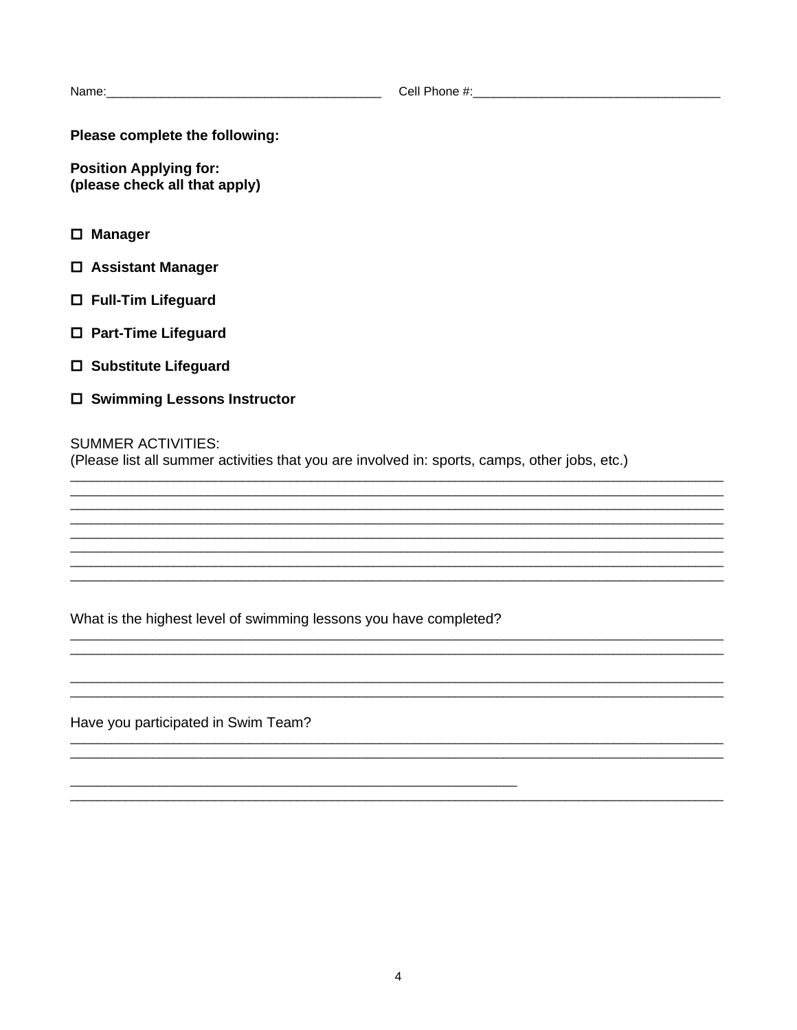Name:________________________________________ Cell Phone #:____________________________________

**Please complete the following:**

**Position Applying for:**
**(please check all that apply)**

- ☐ **Manager**
- ☐ **Assistant Manager**
- ☐ **Full-Tim Lifeguard**
- ☐ **Part-Time Lifeguard**
- ☐ **Substitute Lifeguard**
- ☐ **Swimming Lessons Instructor**

SUMMER ACTIVITIES:
(Please list all summer activities that you are involved in: sports, camps, other jobs, etc.)

________________________________________________________________________________________
________________________________________________________________________________________
________________________________________________________________________________________
________________________________________________________________________________________
________________________________________________________________________________________
________________________________________________________________________________________
________________________________________________________________________________________
________________________________________________________________________________________

What is the highest level of swimming lessons you have completed?

________________________________________________________________________________________
________________________________________________________________________________________

________________________________________________________________________________________
________________________________________________________________________________________

Have you participated in Swim Team?

________________________________________________________________________________________
________________________________________________________________________________________

____________________________________________________________
________________________________________________________________________________________